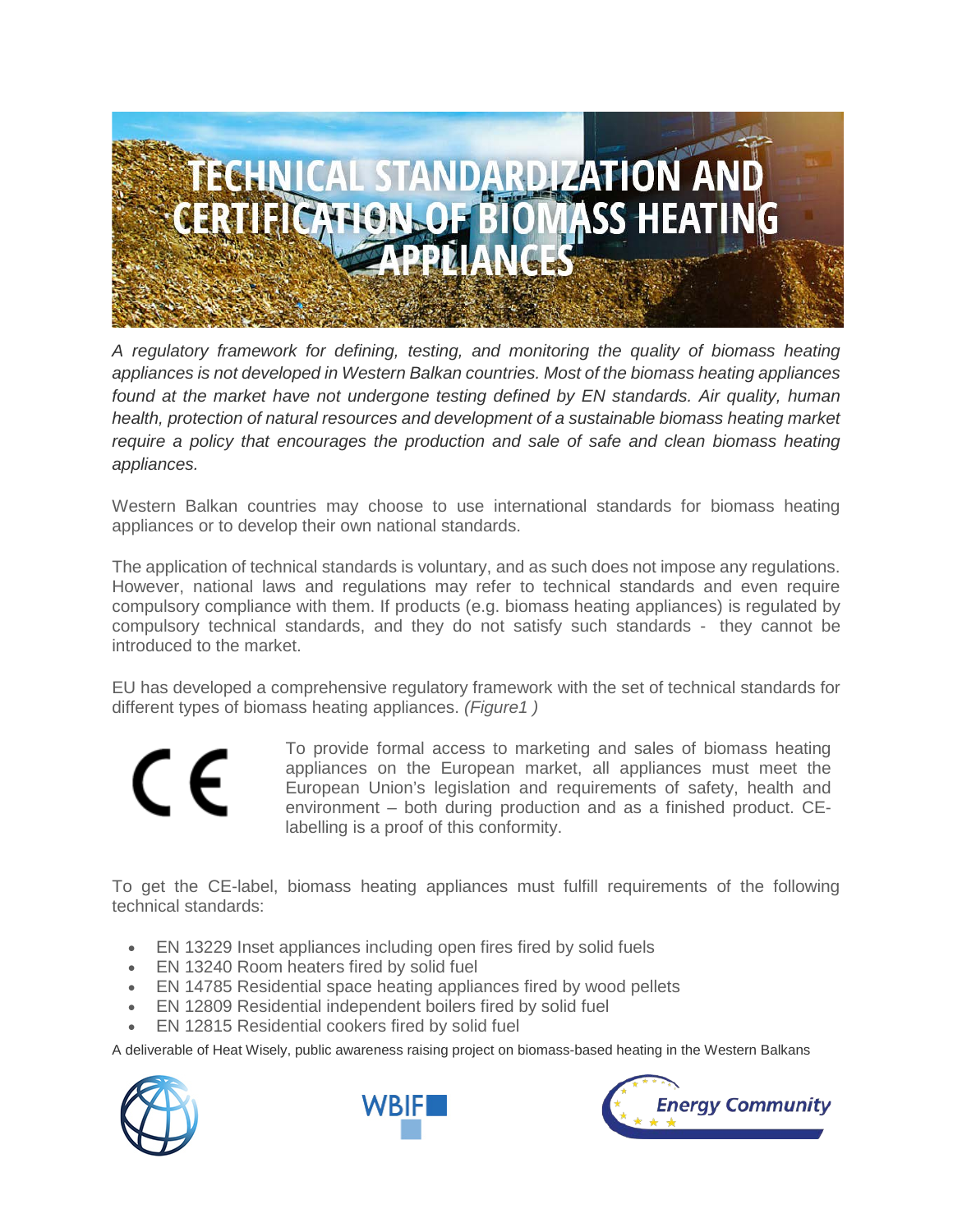# TECHNICAL STANDARDIZATION AND CERTIFICATION OF BIOMASS HEATING APPLIANCES

*A regulatory framework for defining, testing, and monitoring the quality of biomass heating appliances is not developed in Western Balkan countries. Most of the biomass heating appliances found at the market have not undergone testing defined by EN standards. Air quality, human health, protection of natural resources and development of a sustainable biomass heating market require a policy that encourages the production and sale of safe and clean biomass heating appliances.*

Western Balkan countries may choose to use international standards for biomass heating appliances or to develop their own national standards.

The application of technical standards is voluntary, and as such does not impose any regulations. However, national laws and regulations may refer to technical standards and even require compulsory compliance with them. If products (e.g. biomass heating appliances) is regulated by compulsory technical standards, and they do not satisfy such standards - they cannot be introduced to the market.

EU has developed a comprehensive regulatory framework with the set of technical standards for different types of biomass heating appliances. *(Figure1 )*

CE

To provide formal access to marketing and sales of biomass heating appliances on the European market, all appliances must meet the European Union's legislation and requirements of safety, health and environment – both during production and as a finished product. CE-labelling is a proof of this conformity.

To get the CE-label, biomass heating appliances must fulfill requirements of the following technical standards:

- EN 13229 Inset appliances including open fires fired by solid fuels
- EN 13240 Room heaters fired by solid fuel
- EN 14785 Residential space heating appliances fired by wood pellets
- EN 12809 Residential independent boilers fired by solid fuel
- EN 12815 Residential cookers fired by solid fuel

A deliverable of Heat Wisely, public awareness raising project on biomass-based heating in the Western Balkans

WBIF

Energy Community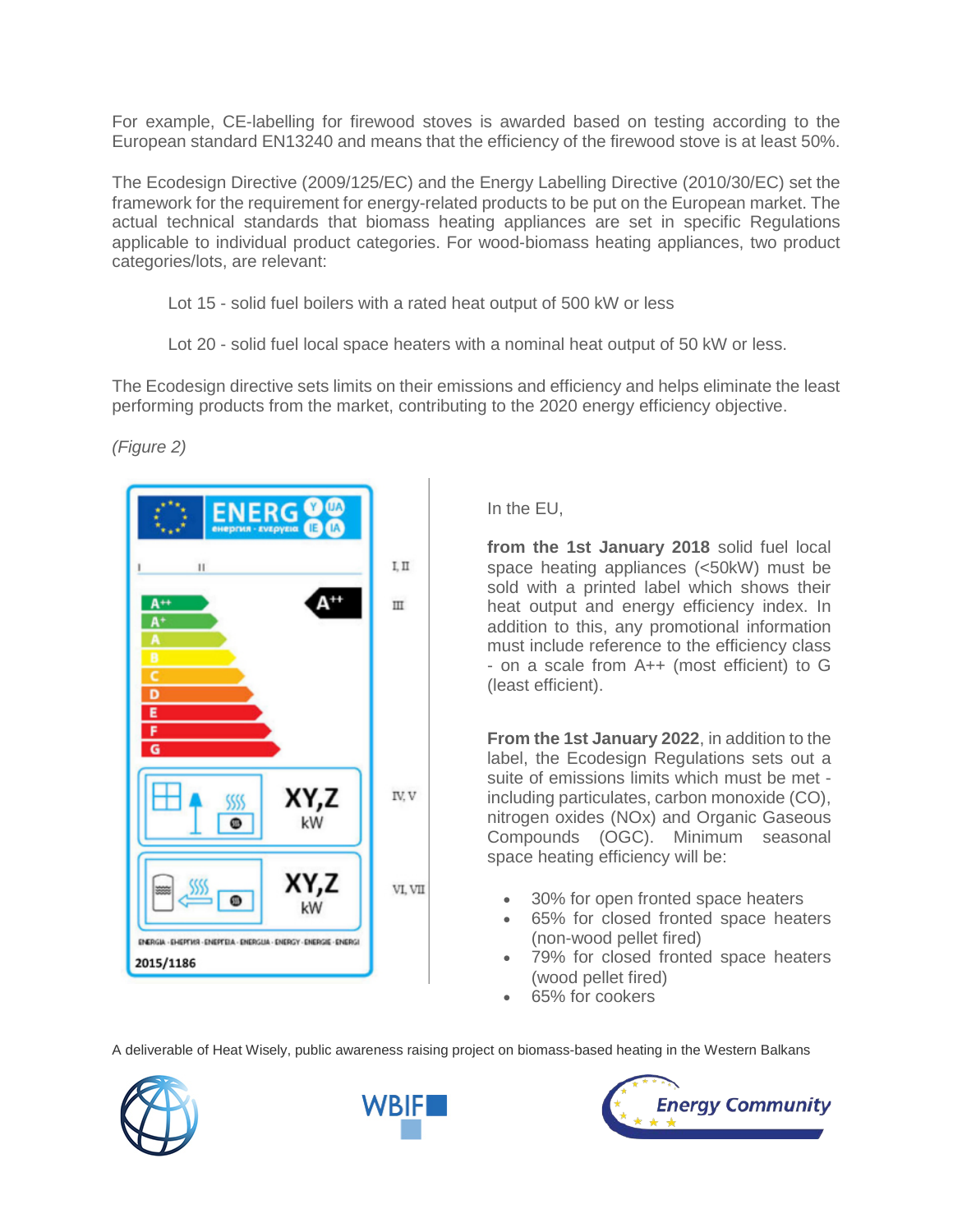For example, CE-labelling for firewood stoves is awarded based on testing according to the European standard EN13240 and means that the efficiency of the firewood stove is at least 50%.

The Ecodesign Directive (2009/125/EC) and the Energy Labelling Directive (2010/30/EC) set the framework for the requirement for energy-related products to be put on the European market. The actual technical standards that biomass heating appliances are set in specific Regulations applicable to individual product categories. For wood-biomass heating appliances, two product categories/lots, are relevant:

Lot 15 - solid fuel boilers with a rated heat output of 500 kW or less

Lot 20 - solid fuel local space heaters with a nominal heat output of 50 kW or less.

The Ecodesign directive sets limits on their emissions and efficiency and helps eliminate the least performing products from the market, contributing to the 2020 energy efficiency objective.

*(Figure 2)*

In the EU,

**from the 1st January 2018** solid fuel local space heating appliances (<50kW) must be sold with a printed label which shows their heat output and energy efficiency index. In addition to this, any promotional information must include reference to the efficiency class - on a scale from A++ (most efficient) to G (least efficient).

**From the 1st January 2022**, in addition to the label, the Ecodesign Regulations sets out a suite of emissions limits which must be met - including particulates, carbon monoxide (CO), nitrogen oxides (NOx) and Organic Gaseous Compounds (OGC). Minimum seasonal space heating efficiency will be:

- 30% for open fronted space heaters
- 65% for closed fronted space heaters (non-wood pellet fired)
- 79% for closed fronted space heaters (wood pellet fired)
- 65% for cookers

A deliverable of Heat Wisely, public awareness raising project on biomass-based heating in the Western Balkans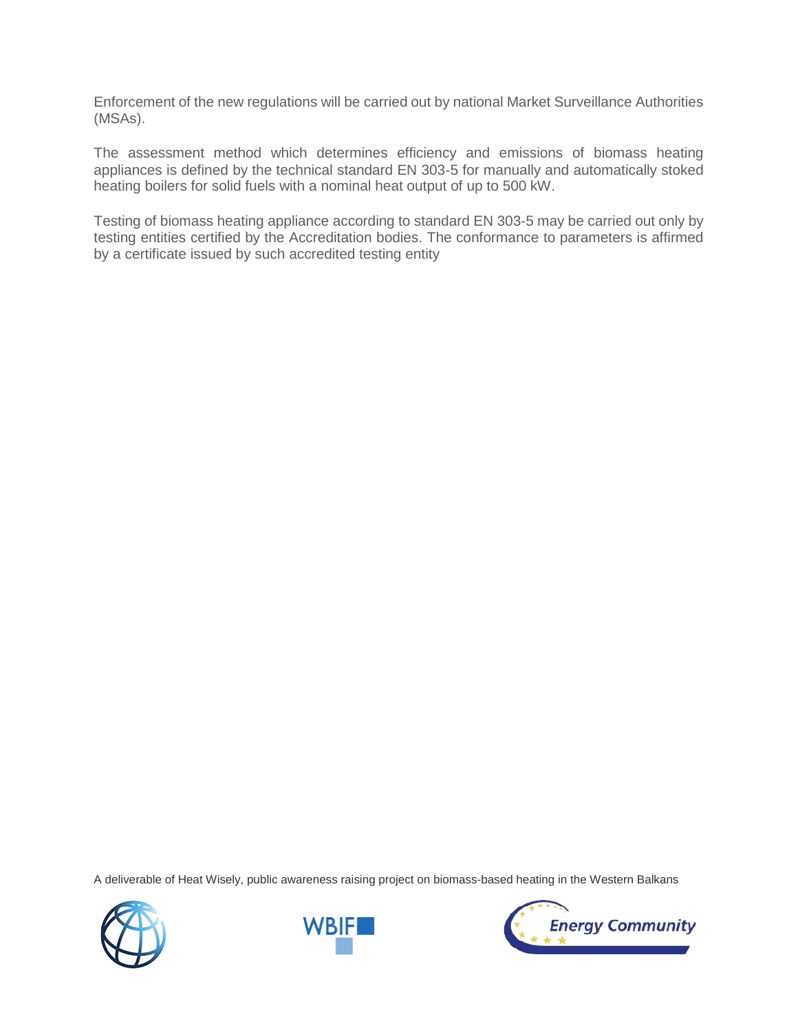Enforcement of the new regulations will be carried out by national Market Surveillance Authorities (MSAs).

The assessment method which determines efficiency and emissions of biomass heating appliances is defined by the technical standard EN 303-5 for manually and automatically stoked heating boilers for solid fuels with a nominal heat output of up to 500 kW.

Testing of biomass heating appliance according to standard EN 303-5 may be carried out only by testing entities certified by the Accreditation bodies. The conformance to parameters is affirmed by a certificate issued by such accredited testing entity

A deliverable of Heat Wisely, public awareness raising project on biomass-based heating in the Western Balkans